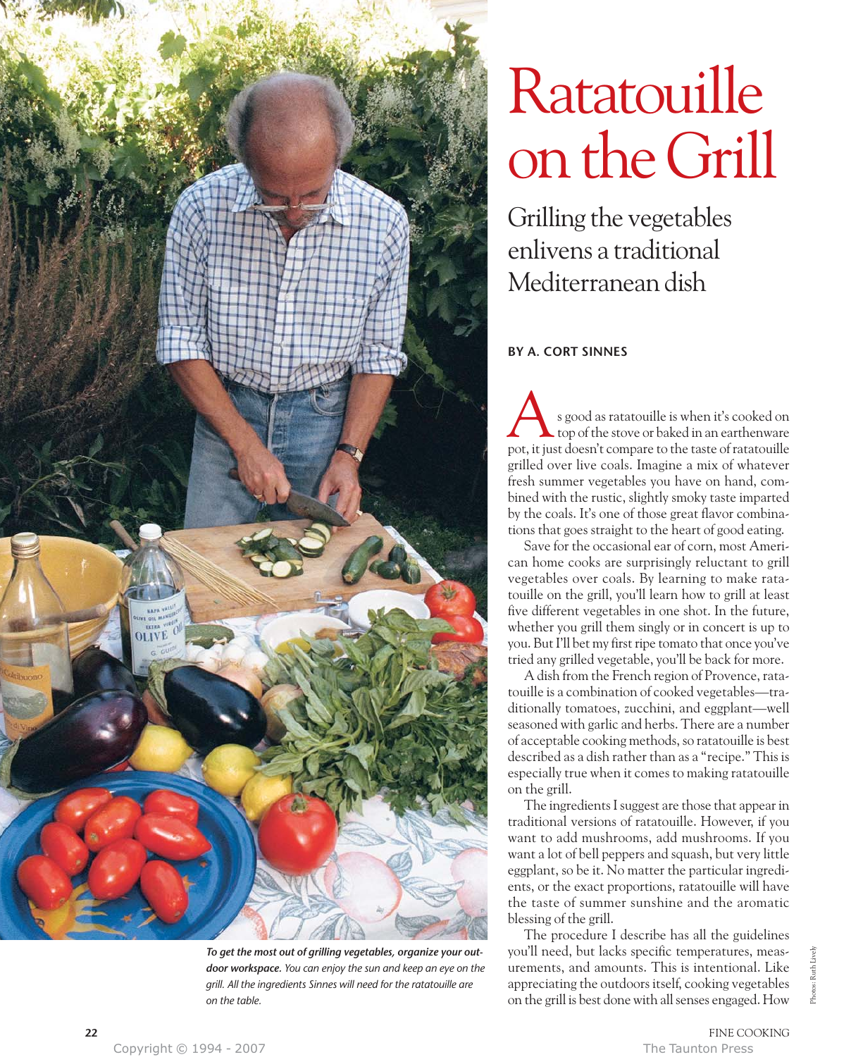# Ratatouille on the Grill

## Grilling the vegetables enlivens a traditional Mediterranean dish

**BY A. CORT SINNES**

As good as ratatouille is when it's cooked on top of the stove or baked in an earthenware pot, it just doesn't compare to the taste of ratatouille grilled over live coals. Imagine a mix of whatever fresh summer vegetables you have on hand, combined with the rustic, slightly smoky taste imparted by the coals. It's one of those great flavor combinations that goes straight to the heart of good eating.

Save for the occasional ear of corn, most American home cooks are surprisingly reluctant to grill vegetables over coals. By learning to make ratatouille on the grill, you'll learn how to grill at least five different vegetables in one shot. In the future, whether you grill them singly or in concert is up to you. But I'll bet my first ripe tomato that once you've tried any grilled vegetable, you'll be back for more.

A dish from the French region of Provence, ratatouille is a combination of cooked vegetables—traditionally tomatoes, zucchini, and eggplant—well seasoned with garlic and herbs. There are a number of acceptable cooking methods, so ratatouille is best described as a dish rather than as a "recipe." This is especially true when it comes to making ratatouille on the grill.

The ingredients I suggest are those that appear in traditional versions of ratatouille. However, if you want to add mushrooms, add mushrooms. If you want a lot of bell peppers and squash, but very little eggplant, so be it. No matter the particular ingredients, or the exact proportions, ratatouille will have the taste of summer sunshine and the aromatic blessing of the grill.

The procedure I describe has all the guidelines you'll need, but lacks specific temperatures, measurements, and amounts. This is intentional. Like appreciating the outdoors itself, cooking vegetables on the grill is best done with all senses engaged. How

***To get the most out of grilling vegetables, organize your outdoor workspace.*** *You can enjoy the sun and keep an eye on the grill. All the ingredients Sinnes will need for the ratatouille are on the table.*

Photos: Ruth Lively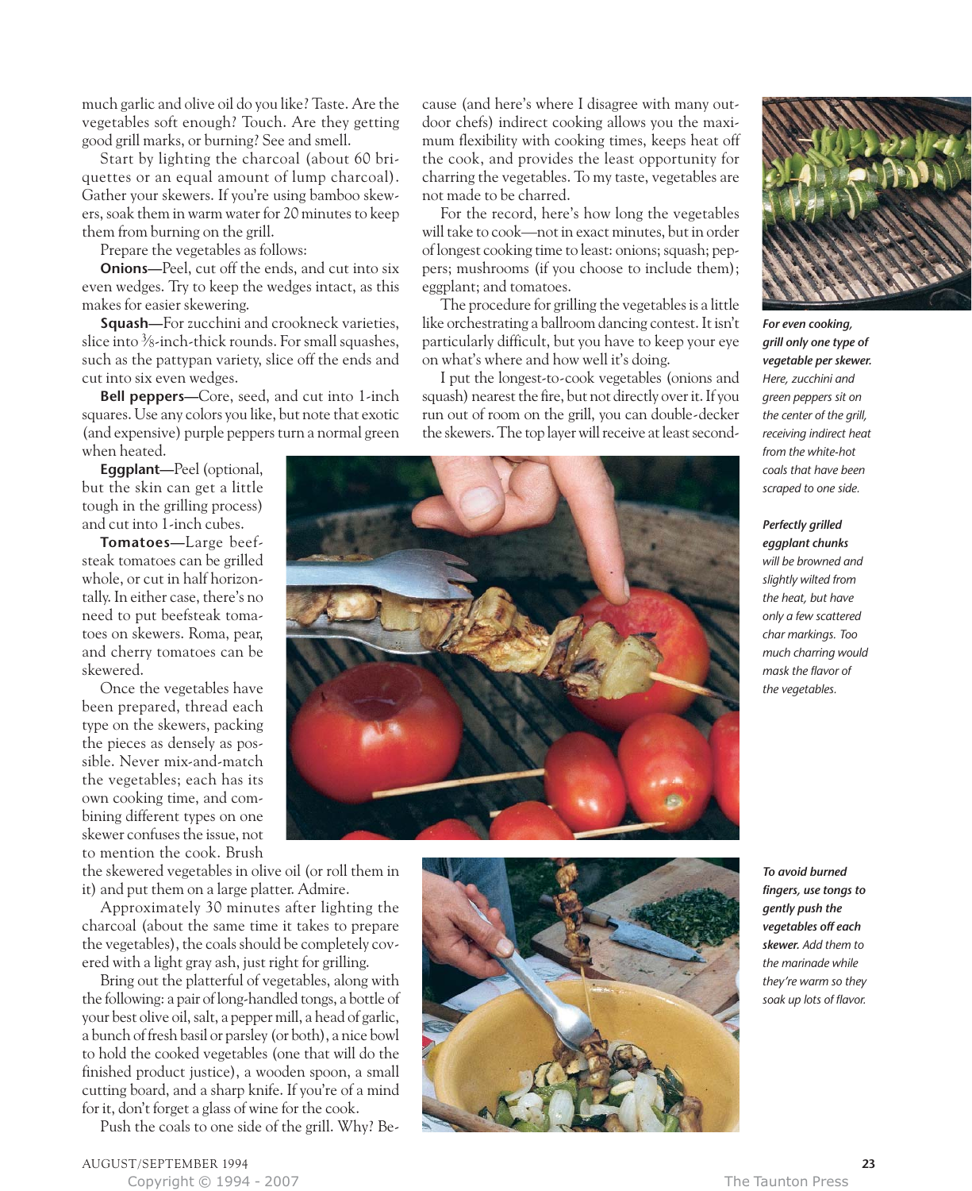much garlic and olive oil do you like? Taste. Are the vegetables soft enough? Touch. Are they getting good grill marks, or burning? See and smell.

Start by lighting the charcoal (about 60 briquettes or an equal amount of lump charcoal). Gather your skewers. If you're using bamboo skewers, soak them in warm water for 20 minutes to keep them from burning on the grill.

Prepare the vegetables as follows:

**Onions**—Peel, cut off the ends, and cut into six even wedges. Try to keep the wedges intact, as this makes for easier skewering.

**Squash**—For zucchini and crookneck varieties, slice into ⅜-inch-thick rounds. For small squashes, such as the pattypan variety, slice off the ends and cut into six even wedges.

**Bell peppers**—Core, seed, and cut into 1-inch squares. Use any colors you like, but note that exotic (and expensive) purple peppers turn a normal green when heated.

**Eggplant**—Peel (optional, but the skin can get a little tough in the grilling process) and cut into 1-inch cubes.

**Tomatoes**—Large beefsteak tomatoes can be grilled whole, or cut in half horizontally. In either case, there's no need to put beefsteak tomatoes on skewers. Roma, pear, and cherry tomatoes can be skewered.

Once the vegetables have been prepared, thread each type on the skewers, packing the pieces as densely as possible. Never mix-and-match the vegetables; each has its own cooking time, and combining different types on one skewer confuses the issue, not to mention the cook. Brush the skewered vegetables in olive oil (or roll them in it) and put them on a large platter. Admire.

Approximately 30 minutes after lighting the charcoal (about the same time it takes to prepare the vegetables), the coals should be completely covered with a light gray ash, just right for grilling.

Bring out the platterful of vegetables, along with the following: a pair of long-handled tongs, a bottle of your best olive oil, salt, a pepper mill, a head of garlic, a bunch of fresh basil or parsley (or both), a nice bowl to hold the cooked vegetables (one that will do the finished product justice), a wooden spoon, a small cutting board, and a sharp knife. If you're of a mind for it, don't forget a glass of wine for the cook.

Push the coals to one side of the grill. Why? Because (and here's where I disagree with many outdoor chefs) indirect cooking allows you the maximum flexibility with cooking times, keeps heat off the cook, and provides the least opportunity for charring the vegetables. To my taste, vegetables are not made to be charred.

For the record, here's how long the vegetables will take to cook—not in exact minutes, but in order of longest cooking time to least: onions; squash; peppers; mushrooms (if you choose to include them); eggplant; and tomatoes.

The procedure for grilling the vegetables is a little like orchestrating a ballroom dancing contest. It isn't particularly difficult, but you have to keep your eye on what's where and how well it's doing.

I put the longest-to-cook vegetables (onions and squash) nearest the fire, but not directly over it. If you run out of room on the grill, you can double-decker the skewers. The top layer will receive at least second-

***For even cooking, grill only one type of vegetable per skewer.*** *Here, zucchini and green peppers sit on the center of the grill, receiving indirect heat from the white-hot coals that have been scraped to one side.*

***Perfectly grilled eggplant chunks*** *will be browned and slightly wilted from the heat, but have only a few scattered char markings. Too much charring would mask the flavor of the vegetables.*

***To avoid burned fingers, use tongs to gently push the vegetables off each skewer.*** *Add them to the marinade while they're warm so they soak up lots of flavor.*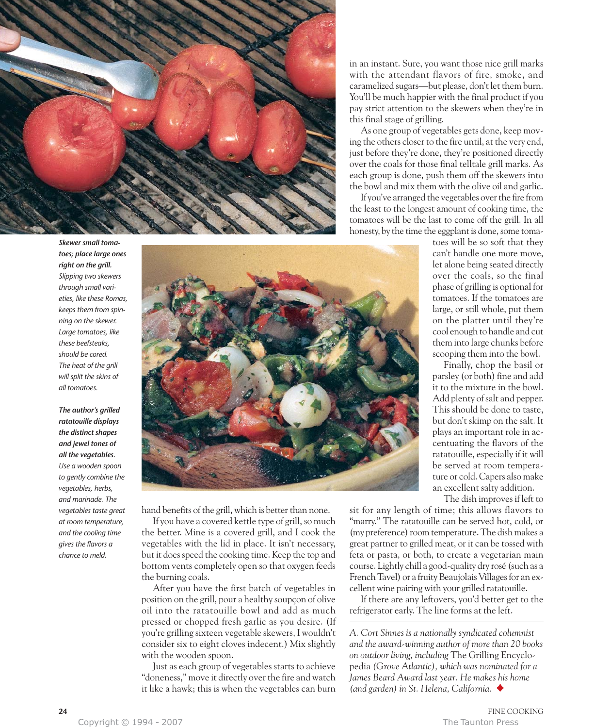*in an instant. Sure, you want those nice grill marks with the attendant flavors of fire, smoke, and caramelized sugars—but please, don't let them burn. You'll be much happier with the final product if you pay strict attention to the skewers when they're in this final stage of grilling.

As one group of vegetables gets done, keep moving the others closer to the fire until, at the very end, just before they're done, they're positioned directly over the coals for those final telltale grill marks. As each group is done, push them off the skewers into the bowl and mix them with the olive oil and garlic.

If you've arranged the vegetables over the fire from the least to the longest amount of cooking time, the tomatoes will be the last to come off the grill. In all honesty, by the time the eggplant is done, some tomatoes will be so soft that they can't handle one more move, let alone being seated directly over the coals, so the final phase of grilling is optional for tomatoes. If the tomatoes are large, or still whole, put them on the platter until they're cool enough to handle and cut them into large chunks before scooping them into the bowl.

Finally, chop the basil or parsley (or both) fine and add it to the mixture in the bowl. Add plenty of salt and pepper. This should be done to taste, but don't skimp on the salt. It plays an important role in accentuating the flavors of the ratatouille, especially if it will be served at room temperature or cold. Capers also make an excellent salty addition.

The dish improves if left to sit for any length of time; this allows flavors to "marry." The ratatouille can be served hot, cold, or (my preference) room temperature. The dish makes a great partner to grilled meat, or it can be tossed with feta or pasta, or both, to create a vegetarian main course. Lightly chill a good-quality dry rosé (such as a French Tavel) or a fruity Beaujolais Villages for an excellent wine pairing with your grilled ratatouille.

If there are any leftovers, you'd better get to the refrigerator early. The line forms at the left.

***Skewer small tomatoes; place large ones right on the grill.*** *Slipping two skewers through small varieties, like these Romas, keeps them from spinning on the skewer. Large tomatoes, like these beefsteaks, should be cored. The heat of the grill will split the skins of all tomatoes.*

***The author's grilled ratatouille displays the distinct shapes and jewel tones of all the vegetables.*** *Use a wooden spoon to gently combine the vegetables, herbs, and marinade. The vegetables taste great at room temperature, and the cooling time gives the flavors a chance to meld.*

hand benefits of the grill, which is better than none.

If you have a covered kettle type of grill, so much the better. Mine is a covered grill, and I cook the vegetables with the lid in place. It isn't necessary, but it does speed the cooking time. Keep the top and bottom vents completely open so that oxygen feeds the burning coals.

After you have the first batch of vegetables in position on the grill, pour a healthy soupçon of olive oil into the ratatouille bowl and add as much pressed or chopped fresh garlic as you desire. (If you're grilling sixteen vegetable skewers, I wouldn't consider six to eight cloves indecent.) Mix slightly with the wooden spoon.

Just as each group of vegetables starts to achieve "doneness," move it directly over the fire and watch it like a hawk; this is when the vegetables can burn in an instant.

---

*A. Cort Sinnes is a nationally syndicated columnist and the award-winning author of more than 20 books on outdoor living, including* The Grilling Encyclopedia *(Grove Atlantic), which was nominated for a James Beard Award last year. He makes his home (and garden) in St. Helena, California.* ◆

Copyright © 1994 - 2007 The Taunton Press